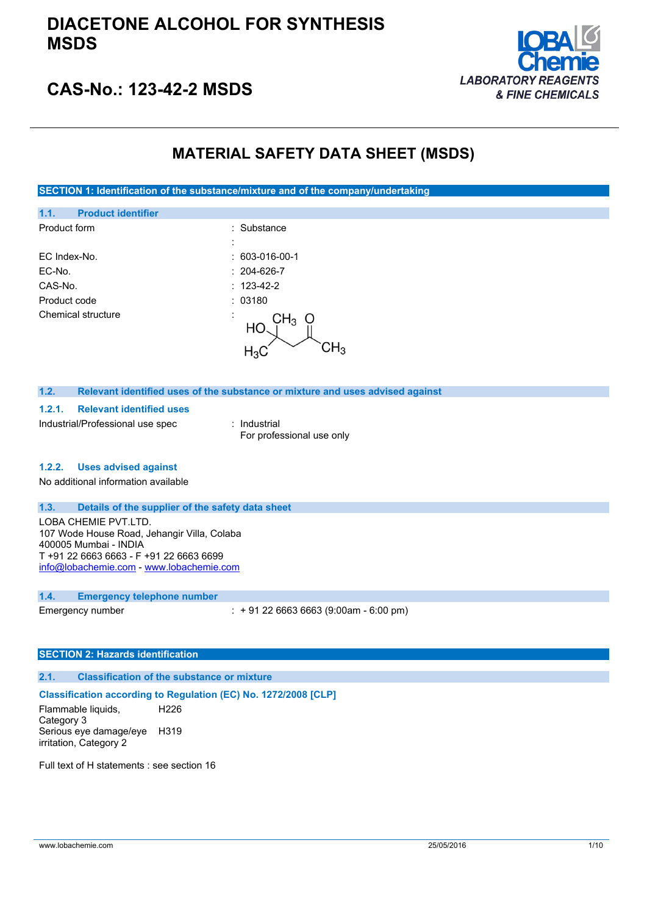# DIACETONE ALCOHOL FOR SYNTHESIS MSDS

## CAS-No.: 123-42-2 MSDS

LOBA Chemie
*LABORATORY REAGENTS & FINE CHEMICALS*

# MATERIAL SAFETY DATA SHEET (MSDS)

## SECTION 1: Identification of the substance/mixture and of the company/undertaking

### 1.1. Product identifier

| | |
|---|---|
| Product form | : Substance |
| | : |
| EC Index-No. | : 603-016-00-1 |
| EC-No. | : 204-626-7 |
| CAS-No. | : 123-42-2 |
| Product code | : 03180 |
| Chemical structure | : |

### 1.2. Relevant identified uses of the substance or mixture and uses advised against

#### 1.2.1. Relevant identified uses

| | |
|---|---|
| Industrial/Professional use spec | : Industrial<br>For professional use only |

#### 1.2.2. Uses advised against

No additional information available

### 1.3. Details of the supplier of the safety data sheet

LOBA CHEMIE PVT.LTD.
107 Wode House Road, Jehangir Villa, Colaba
400005 Mumbai - INDIA
T +91 22 6663 6663 - F +91 22 6663 6699
info@lobachemie.com - www.lobachemie.com

### 1.4. Emergency telephone number

| | |
|---|---|
| Emergency number | : + 91 22 6663 6663 (9:00am - 6:00 pm) |

## SECTION 2: Hazards identification

### 2.1. Classification of the substance or mixture

**Classification according to Regulation (EC) No. 1272/2008 [CLP]**

| | |
|---|---|
| Flammable liquids, Category 3 | H226 |
| Serious eye damage/eye irritation, Category 2 | H319 |

Full text of H statements : see section 16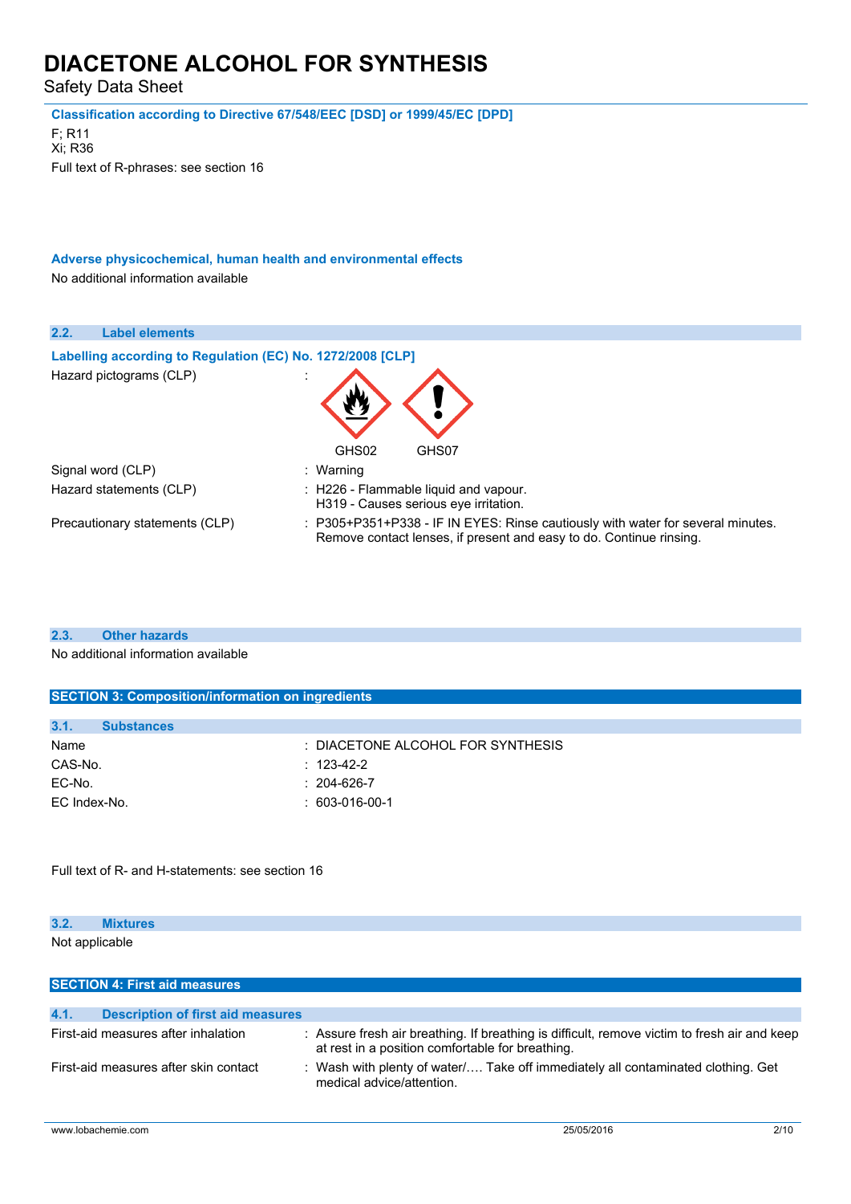**Classification according to Directive 67/548/EEC [DSD] or 1999/45/EC [DPD]**

F; R11
Xi; R36
Full text of R-phrases: see section 16

**Adverse physicochemical, human health and environmental effects**

No additional information available

### 2.2. Label elements

**Labelling according to Regulation (EC) No. 1272/2008 [CLP]**

| | |
|---|---|
| Hazard pictograms (CLP) | : GHS02 GHS07 |
| Signal word (CLP) | : Warning |
| Hazard statements (CLP) | : H226 - Flammable liquid and vapour.<br>H319 - Causes serious eye irritation. |
| Precautionary statements (CLP) | : P305+P351+P338 - IF IN EYES: Rinse cautiously with water for several minutes. Remove contact lenses, if present and easy to do. Continue rinsing. |

### 2.3. Other hazards

No additional information available

## SECTION 3: Composition/information on ingredients

### 3.1. Substances

| | |
|---|---|
| Name | : DIACETONE ALCOHOL FOR SYNTHESIS |
| CAS-No. | : 123-42-2 |
| EC-No. | : 204-626-7 |
| EC Index-No. | : 603-016-00-1 |

Full text of R- and H-statements: see section 16

### 3.2. Mixtures

Not applicable

## SECTION 4: First aid measures

### 4.1. Description of first aid measures

| | |
|---|---|
| First-aid measures after inhalation | : Assure fresh air breathing. If breathing is difficult, remove victim to fresh air and keep at rest in a position comfortable for breathing. |
| First-aid measures after skin contact | : Wash with plenty of water/…. Take off immediately all contaminated clothing. Get medical advice/attention. |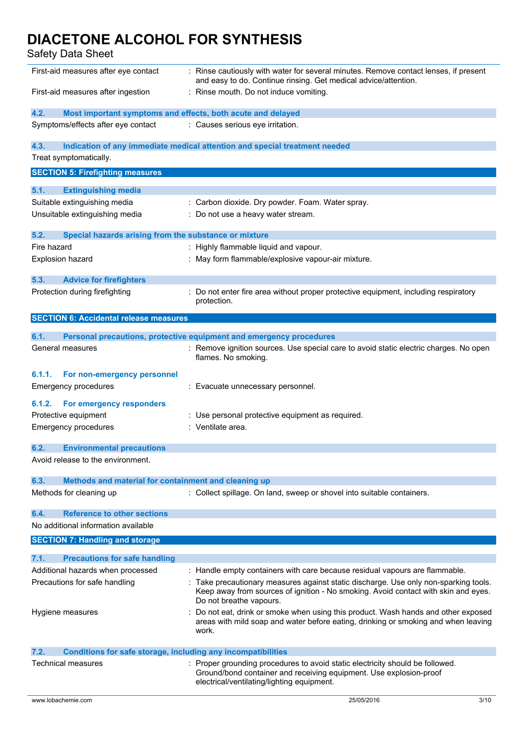| | |
|---|---|
| First-aid measures after eye contact | : Rinse cautiously with water for several minutes. Remove contact lenses, if present and easy to do. Continue rinsing. Get medical advice/attention. |
| First-aid measures after ingestion | : Rinse mouth. Do not induce vomiting. |

### 4.2. Most important symptoms and effects, both acute and delayed

| | |
|---|---|
| Symptoms/effects after eye contact | : Causes serious eye irritation. |

### 4.3. Indication of any immediate medical attention and special treatment needed

Treat symptomatically.

## SECTION 5: Firefighting measures

### 5.1. Extinguishing media

| | |
|---|---|
| Suitable extinguishing media | : Carbon dioxide. Dry powder. Foam. Water spray. |
| Unsuitable extinguishing media | : Do not use a heavy water stream. |

### 5.2. Special hazards arising from the substance or mixture

| | |
|---|---|
| Fire hazard | : Highly flammable liquid and vapour. |
| Explosion hazard | : May form flammable/explosive vapour-air mixture. |

### 5.3. Advice for firefighters

| | |
|---|---|
| Protection during firefighting | : Do not enter fire area without proper protective equipment, including respiratory protection. |

## SECTION 6: Accidental release measures

### 6.1. Personal precautions, protective equipment and emergency procedures

| | |
|---|---|
| General measures | : Remove ignition sources. Use special care to avoid static electric charges. No open flames. No smoking. |

#### 6.1.1. For non-emergency personnel

| | |
|---|---|
| Emergency procedures | : Evacuate unnecessary personnel. |

#### 6.1.2. For emergency responders

| | |
|---|---|
| Protective equipment | : Use personal protective equipment as required. |
| Emergency procedures | : Ventilate area. |

### 6.2. Environmental precautions

Avoid release to the environment.

### 6.3. Methods and material for containment and cleaning up

| | |
|---|---|
| Methods for cleaning up | : Collect spillage. On land, sweep or shovel into suitable containers. |

### 6.4. Reference to other sections

No additional information available

## SECTION 7: Handling and storage

### 7.1. Precautions for safe handling

| | |
|---|---|
| Additional hazards when processed | : Handle empty containers with care because residual vapours are flammable. |
| Precautions for safe handling | : Take precautionary measures against static discharge. Use only non-sparking tools. Keep away from sources of ignition - No smoking. Avoid contact with skin and eyes. Do not breathe vapours. |
| Hygiene measures | : Do not eat, drink or smoke when using this product. Wash hands and other exposed areas with mild soap and water before eating, drinking or smoking and when leaving work. |

### 7.2. Conditions for safe storage, including any incompatibilities

| | |
|---|---|
| Technical measures | : Proper grounding procedures to avoid static electricity should be followed. Ground/bond container and receiving equipment. Use explosion-proof electrical/ventilating/lighting equipment. |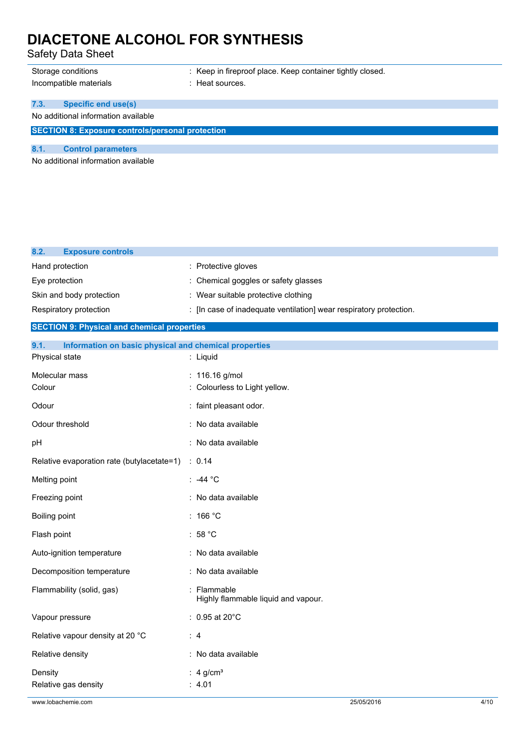| | |
|---|---|
| Storage conditions | : Keep in fireproof place. Keep container tightly closed. |
| Incompatible materials | : Heat sources. |

### 7.3. Specific end use(s)

No additional information available

## SECTION 8: Exposure controls/personal protection

### 8.1. Control parameters

No additional information available

### 8.2. Exposure controls

| | |
|---|---|
| Hand protection | : Protective gloves |
| Eye protection | : Chemical goggles or safety glasses |
| Skin and body protection | : Wear suitable protective clothing |
| Respiratory protection | : [In case of inadequate ventilation] wear respiratory protection. |

## SECTION 9: Physical and chemical properties

### 9.1. Information on basic physical and chemical properties

| | |
|---|---|
| Physical state | : Liquid |
| Molecular mass | : 116.16 g/mol |
| Colour | : Colourless to Light yellow. |
| Odour | : faint pleasant odor. |
| Odour threshold | : No data available |
| pH | : No data available |
| Relative evaporation rate (butylacetate=1) | : 0.14 |
| Melting point | : -44 °C |
| Freezing point | : No data available |
| Boiling point | : 166 °C |
| Flash point | : 58 °C |
| Auto-ignition temperature | : No data available |
| Decomposition temperature | : No data available |
| Flammability (solid, gas) | : Flammable<br>Highly flammable liquid and vapour. |
| Vapour pressure | : 0.95 at 20°C |
| Relative vapour density at 20 °C | : 4 |
| Relative density | : No data available |
| Density | : 4 g/cm³ |
| Relative gas density | : 4.01 |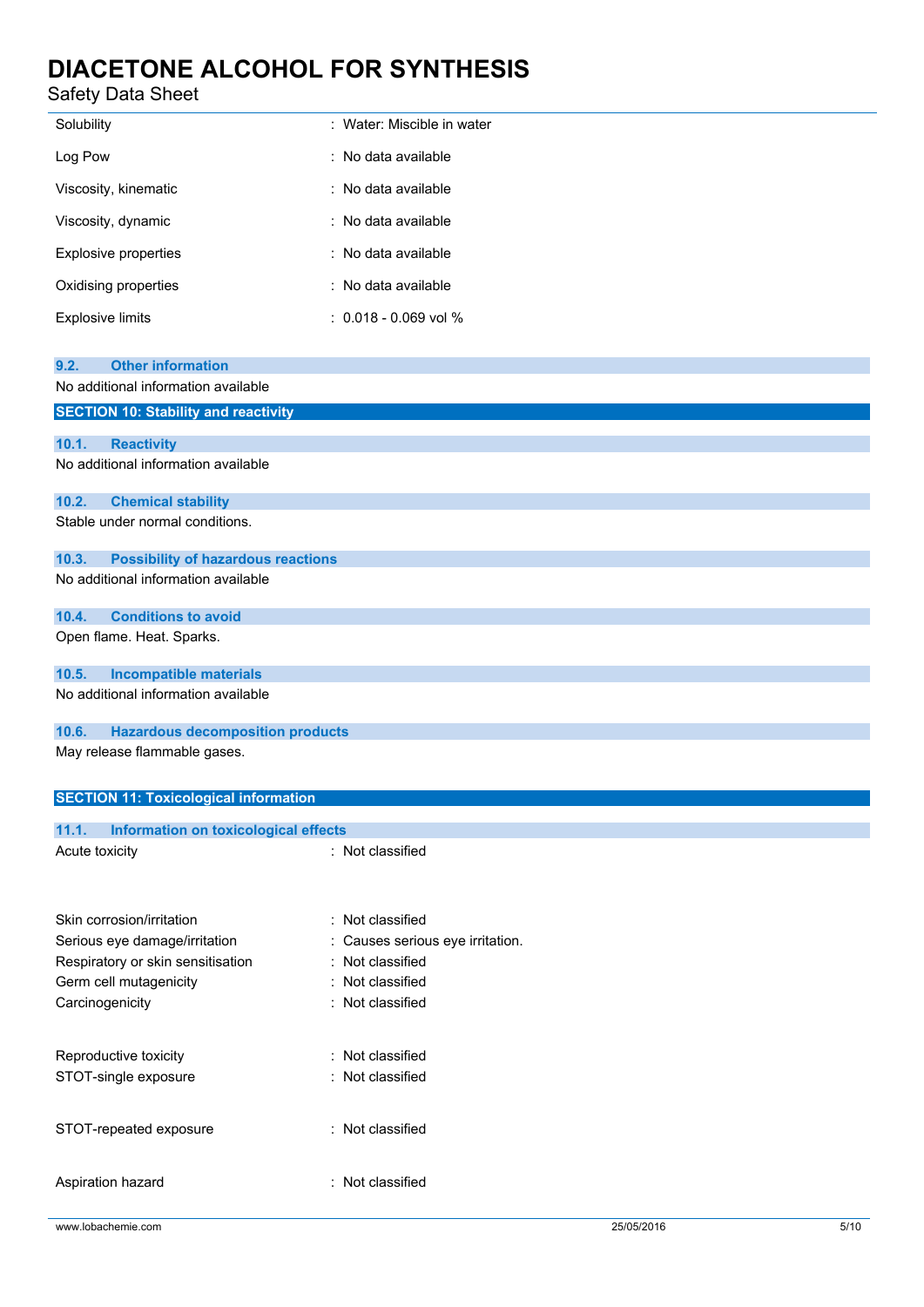| | |
|---|---|
| Solubility | : Water: Miscible in water |
| Log Pow | : No data available |
| Viscosity, kinematic | : No data available |
| Viscosity, dynamic | : No data available |
| Explosive properties | : No data available |
| Oxidising properties | : No data available |
| Explosive limits | : 0.018 - 0.069 vol % |

### 9.2. Other information

No additional information available

## SECTION 10: Stability and reactivity

### 10.1. Reactivity

No additional information available

### 10.2. Chemical stability

Stable under normal conditions.

### 10.3. Possibility of hazardous reactions

No additional information available

### 10.4. Conditions to avoid

Open flame. Heat. Sparks.

### 10.5. Incompatible materials

No additional information available

### 10.6. Hazardous decomposition products

May release flammable gases.

## SECTION 11: Toxicological information

### 11.1. Information on toxicological effects

| | |
|---|---|
| Acute toxicity | : Not classified |
| Skin corrosion/irritation | : Not classified |
| Serious eye damage/irritation | : Causes serious eye irritation. |
| Respiratory or skin sensitisation | : Not classified |
| Germ cell mutagenicity | : Not classified |
| Carcinogenicity | : Not classified |
| Reproductive toxicity | : Not classified |
| STOT-single exposure | : Not classified |
| STOT-repeated exposure | : Not classified |
| Aspiration hazard | : Not classified |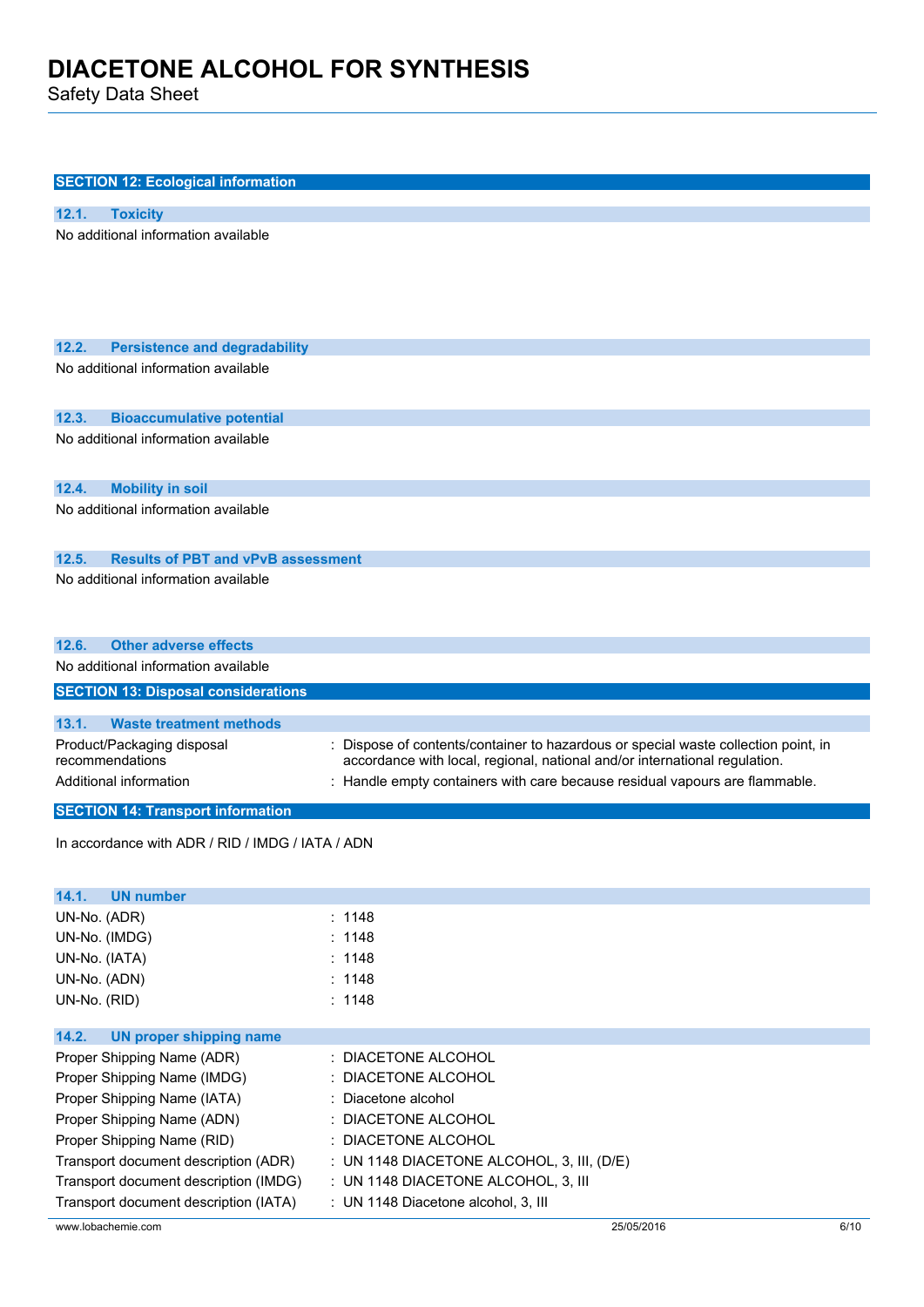## SECTION 12: Ecological information

### 12.1. Toxicity

No additional information available

### 12.2. Persistence and degradability

No additional information available

### 12.3. Bioaccumulative potential

No additional information available

### 12.4. Mobility in soil

No additional information available

### 12.5. Results of PBT and vPvB assessment

No additional information available

### 12.6. Other adverse effects

No additional information available

## SECTION 13: Disposal considerations

### 13.1. Waste treatment methods

| | |
|---|---|
| Product/Packaging disposal recommendations | : Dispose of contents/container to hazardous or special waste collection point, in accordance with local, regional, national and/or international regulation. |
| Additional information | : Handle empty containers with care because residual vapours are flammable. |

## SECTION 14: Transport information

In accordance with ADR / RID / IMDG / IATA / ADN

### 14.1. UN number

| | |
|---|---|
| UN-No. (ADR) | : 1148 |
| UN-No. (IMDG) | : 1148 |
| UN-No. (IATA) | : 1148 |
| UN-No. (ADN) | : 1148 |
| UN-No. (RID) | : 1148 |

### 14.2. UN proper shipping name

| | |
|---|---|
| Proper Shipping Name (ADR) | : DIACETONE ALCOHOL |
| Proper Shipping Name (IMDG) | : DIACETONE ALCOHOL |
| Proper Shipping Name (IATA) | : Diacetone alcohol |
| Proper Shipping Name (ADN) | : DIACETONE ALCOHOL |
| Proper Shipping Name (RID) | : DIACETONE ALCOHOL |
| Transport document description (ADR) | : UN 1148 DIACETONE ALCOHOL, 3, III, (D/E) |
| Transport document description (IMDG) | : UN 1148 DIACETONE ALCOHOL, 3, III |
| Transport document description (IATA) | : UN 1148 Diacetone alcohol, 3, III |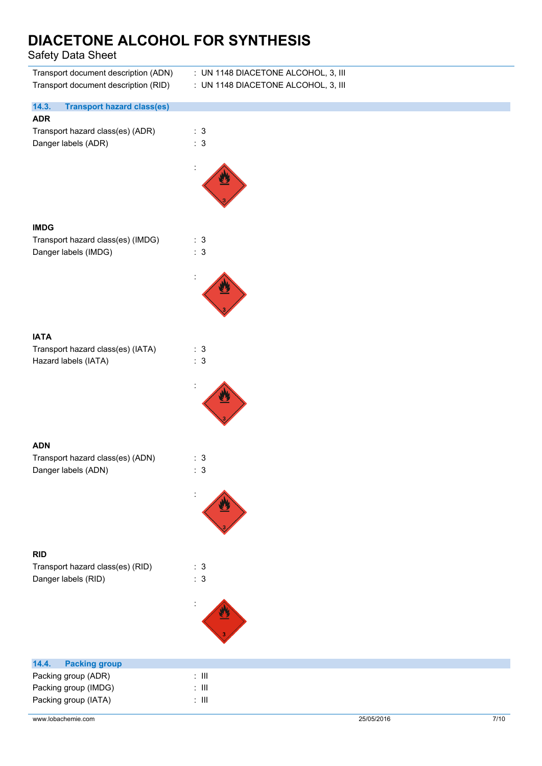Transport document description (ADN) : UN 1148 DIACETONE ALCOHOL, 3, III

Transport document description (RID) : UN 1148 DIACETONE ALCOHOL, 3, III

### 14.3. Transport hazard class(es)

**ADR**

Transport hazard class(es) (ADR) : 3

Danger labels (ADR) : 3

:

**IMDG**

Transport hazard class(es) (IMDG) : 3

Danger labels (IMDG) : 3

:

**IATA**

Transport hazard class(es) (IATA) : 3

Hazard labels (IATA) : 3

:

**ADN**

Transport hazard class(es) (ADN) : 3

Danger labels (ADN) : 3

:

**RID**

Transport hazard class(es) (RID) : 3

Danger labels (RID) : 3

:

### 14.4. Packing group

Packing group (ADR) : III

Packing group (IMDG) : III

Packing group (IATA) : III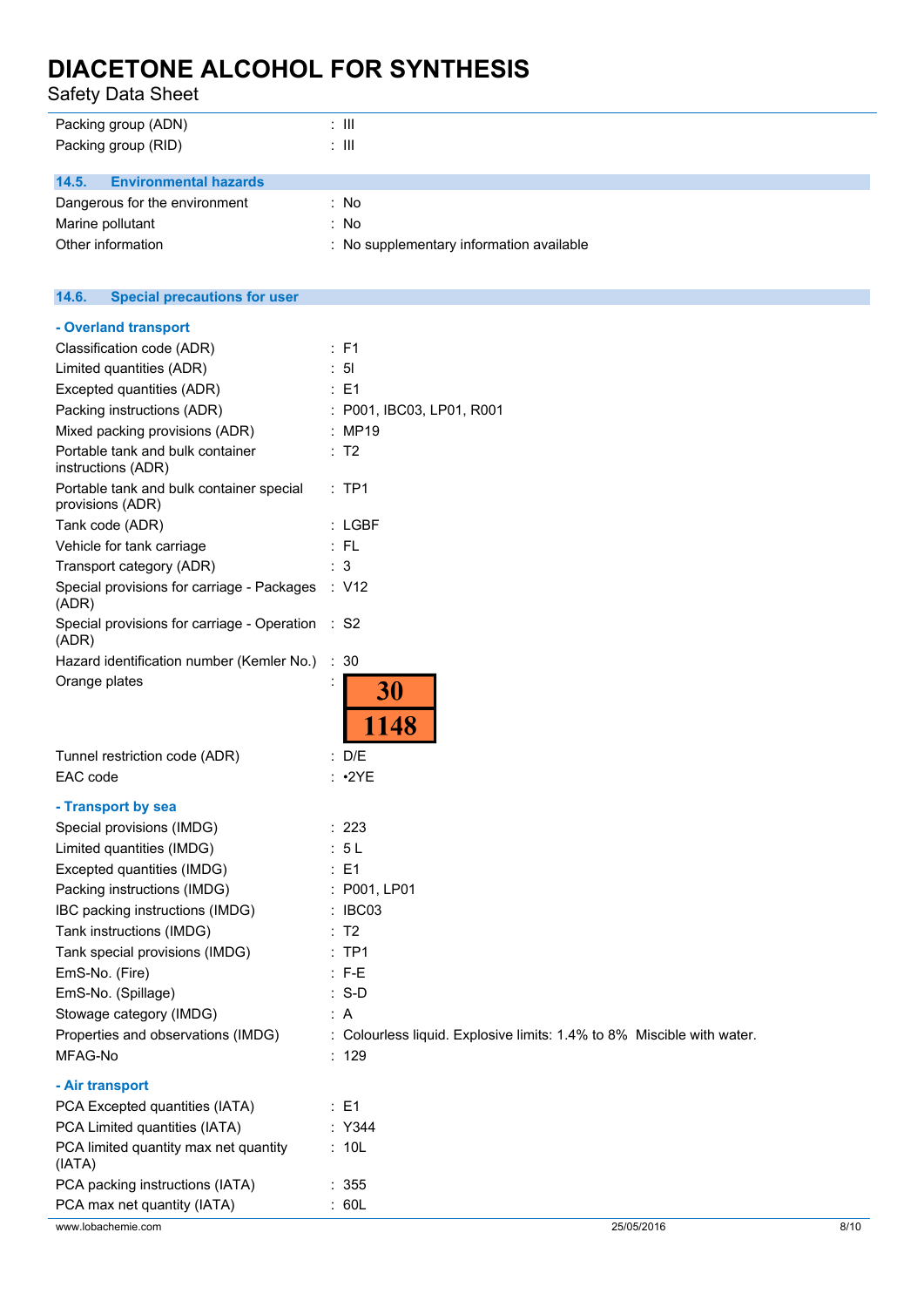| | |
|---|---|
| Packing group (ADN) | : III |
| Packing group (RID) | : III |

### 14.5. Environmental hazards

| | |
|---|---|
| Dangerous for the environment | : No |
| Marine pollutant | : No |
| Other information | : No supplementary information available |

### 14.6. Special precautions for user

**- Overland transport**

| | |
|---|---|
| Classification code (ADR) | : F1 |
| Limited quantities (ADR) | : 5l |
| Excepted quantities (ADR) | : E1 |
| Packing instructions (ADR) | : P001, IBC03, LP01, R001 |
| Mixed packing provisions (ADR) | : MP19 |
| Portable tank and bulk container instructions (ADR) | : T2 |
| Portable tank and bulk container special provisions (ADR) | : TP1 |
| Tank code (ADR) | : LGBF |
| Vehicle for tank carriage | : FL |
| Transport category (ADR) | : 3 |
| Special provisions for carriage - Packages (ADR) | : V12 |
| Special provisions for carriage - Operation (ADR) | : S2 |
| Hazard identification number (Kemler No.) | : 30 |
| Orange plates | : 30 / 1148 |
| Tunnel restriction code (ADR) | : D/E |
| EAC code | : •2YE |

**- Transport by sea**

| | |
|---|---|
| Special provisions (IMDG) | : 223 |
| Limited quantities (IMDG) | : 5 L |
| Excepted quantities (IMDG) | : E1 |
| Packing instructions (IMDG) | : P001, LP01 |
| IBC packing instructions (IMDG) | : IBC03 |
| Tank instructions (IMDG) | : T2 |
| Tank special provisions (IMDG) | : TP1 |
| EmS-No. (Fire) | : F-E |
| EmS-No. (Spillage) | : S-D |
| Stowage category (IMDG) | : A |
| Properties and observations (IMDG) | : Colourless liquid. Explosive limits: 1.4% to 8% Miscible with water. |
| MFAG-No | : 129 |

**- Air transport**

| | |
|---|---|
| PCA Excepted quantities (IATA) | : E1 |
| PCA Limited quantities (IATA) | : Y344 |
| PCA limited quantity max net quantity (IATA) | : 10L |
| PCA packing instructions (IATA) | : 355 |
| PCA max net quantity (IATA) | : 60L |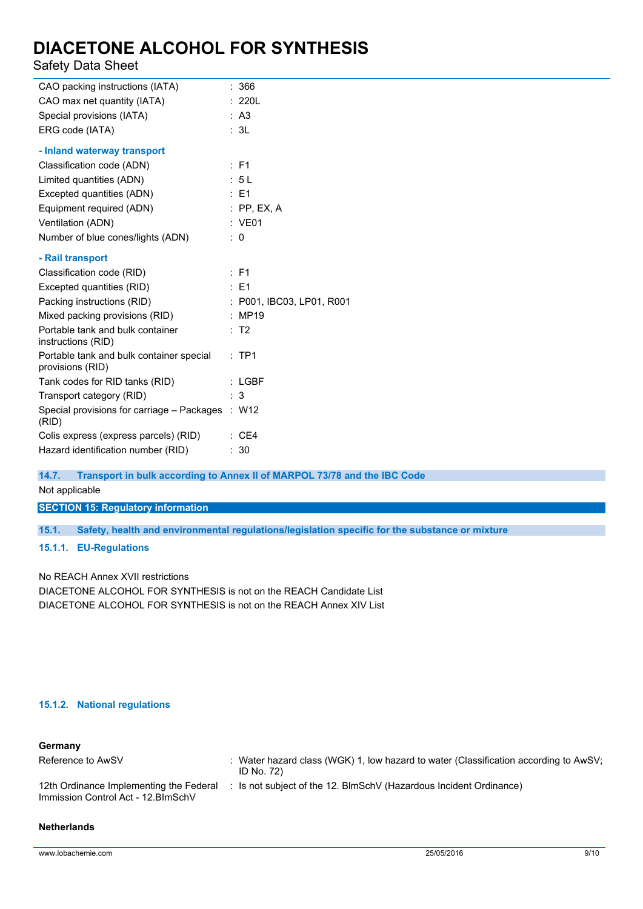| | |
|---|---|
| CAO packing instructions (IATA) | : 366 |
| CAO max net quantity (IATA) | : 220L |
| Special provisions (IATA) | : A3 |
| ERG code (IATA) | : 3L |

**- Inland waterway transport**

| | |
|---|---|
| Classification code (ADN) | : F1 |
| Limited quantities (ADN) | : 5 L |
| Excepted quantities (ADN) | : E1 |
| Equipment required (ADN) | : PP, EX, A |
| Ventilation (ADN) | : VE01 |
| Number of blue cones/lights (ADN) | : 0 |

**- Rail transport**

| | |
|---|---|
| Classification code (RID) | : F1 |
| Excepted quantities (RID) | : E1 |
| Packing instructions (RID) | : P001, IBC03, LP01, R001 |
| Mixed packing provisions (RID) | : MP19 |
| Portable tank and bulk container instructions (RID) | : T2 |
| Portable tank and bulk container special provisions (RID) | : TP1 |
| Tank codes for RID tanks (RID) | : LGBF |
| Transport category (RID) | : 3 |
| Special provisions for carriage – Packages (RID) | : W12 |
| Colis express (express parcels) (RID) | : CE4 |
| Hazard identification number (RID) | : 30 |

### 14.7. Transport in bulk according to Annex II of MARPOL 73/78 and the IBC Code

Not applicable

## SECTION 15: Regulatory information

### 15.1. Safety, health and environmental regulations/legislation specific for the substance or mixture

#### 15.1.1. EU-Regulations

No REACH Annex XVII restrictions
DIACETONE ALCOHOL FOR SYNTHESIS is not on the REACH Candidate List
DIACETONE ALCOHOL FOR SYNTHESIS is not on the REACH Annex XIV List

#### 15.1.2. National regulations

**Germany**

| | |
|---|---|
| Reference to AwSV | : Water hazard class (WGK) 1, low hazard to water (Classification according to AwSV; ID No. 72) |
| 12th Ordinance Implementing the Federal Immission Control Act - 12.BImSchV | : Is not subject of the 12. BlmSchV (Hazardous Incident Ordinance) |

**Netherlands**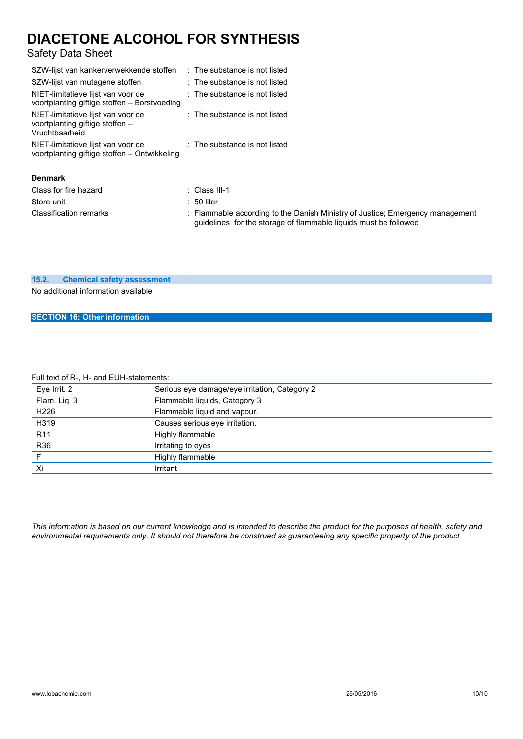| | |
|---|---|
| SZW-lijst van kankerverwekkende stoffen | : The substance is not listed |
| SZW-lijst van mutagene stoffen | : The substance is not listed |
| NIET-limitatieve lijst van voor de voortplanting giftige stoffen – Borstvoeding | : The substance is not listed |
| NIET-limitatieve lijst van voor de voortplanting giftige stoffen – Vruchtbaarheid | : The substance is not listed |
| NIET-limitatieve lijst van voor de voortplanting giftige stoffen – Ontwikkeling | : The substance is not listed |

**Denmark**

| | |
|---|---|
| Class for fire hazard | : Class III-1 |
| Store unit | : 50 liter |
| Classification remarks | : Flammable according to the Danish Ministry of Justice; Emergency management guidelines for the storage of flammable liquids must be followed |

### 15.2. Chemical safety assessment

No additional information available

## SECTION 16: Other information

Full text of R-, H- and EUH-statements:

| | |
|---|---|
| Eye Irrit. 2 | Serious eye damage/eye irritation, Category 2 |
| Flam. Liq. 3 | Flammable liquids, Category 3 |
| H226 | Flammable liquid and vapour. |
| H319 | Causes serious eye irritation. |
| R11 | Highly flammable |
| R36 | Irritating to eyes |
| F | Highly flammable |
| Xi | Irritant |

*This information is based on our current knowledge and is intended to describe the product for the purposes of health, safety and environmental requirements only. It should not therefore be construed as guaranteeing any specific property of the product*